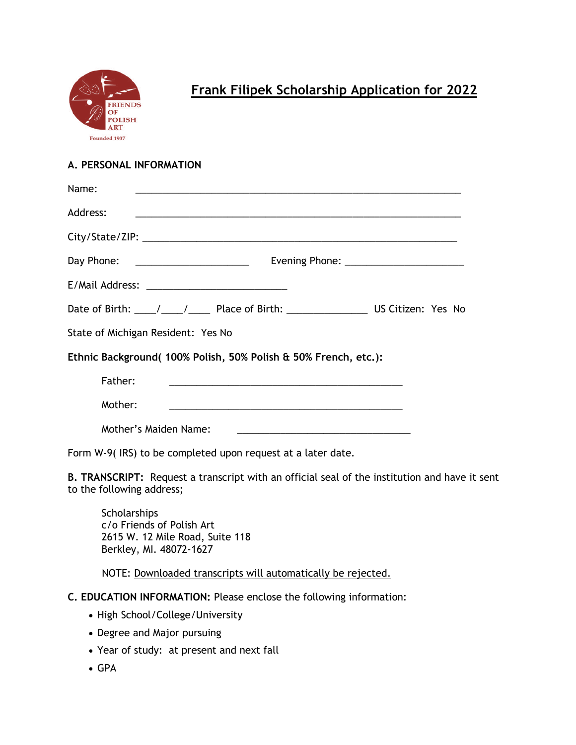FRIENDS OF POLISH ART

Founded 1937

# Frank Filipek Scholarship Application for 2022

## A. PERSONAL INFORMATION

Name: ______________________________________________________________

Address: ______________________________________________________________

City/State/ZIP: ____________________________________________________________

Day Phone: _____________________ Evening Phone: ______________________

E/Mail Address: __________________________

Date of Birth: ____/____/____ Place of Birth: _______________ US Citizen: Yes No

State of Michigan Resident: Yes No

**Ethnic Background( 100% Polish, 50% Polish & 50% French, etc.):**

Father: ___________________________________________

Mother: ___________________________________________

Mother's Maiden Name: ________________________________

Form W-9( IRS) to be completed upon request at a later date.

**B. TRANSCRIPT:** Request a transcript with an official seal of the institution and have it sent to the following address;

Scholarships
c/o Friends of Polish Art
2615 W. 12 Mile Road, Suite 118
Berkley, MI. 48072-1627

NOTE: Downloaded transcripts will automatically be rejected.

**C. EDUCATION INFORMATION:** Please enclose the following information:

- High School/College/University
- Degree and Major pursuing
- Year of study: at present and next fall
- GPA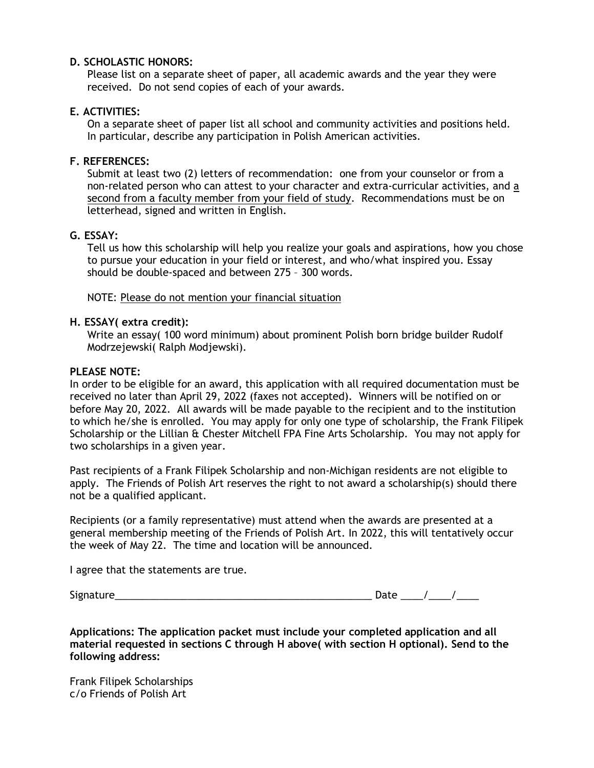**D. SCHOLASTIC HONORS:**

Please list on a separate sheet of paper, all academic awards and the year they were received. Do not send copies of each of your awards.

**E. ACTIVITIES:**

On a separate sheet of paper list all school and community activities and positions held. In particular, describe any participation in Polish American activities.

**F. REFERENCES:**

Submit at least two (2) letters of recommendation: one from your counselor or from a non-related person who can attest to your character and extra-curricular activities, and <u>a second from a faculty member from your field of study</u>. Recommendations must be on letterhead, signed and written in English.

**G. ESSAY:**

Tell us how this scholarship will help you realize your goals and aspirations, how you chose to pursue your education in your field or interest, and who/what inspired you. Essay should be double-spaced and between 275 – 300 words.

NOTE: <u>Please do not mention your financial situation</u>

**H. ESSAY( extra credit):**

Write an essay( 100 word minimum) about prominent Polish born bridge builder Rudolf Modrzejewski( Ralph Modjewski).

**PLEASE NOTE:**

In order to be eligible for an award, this application with all required documentation must be received no later than April 29, 2022 (faxes not accepted). Winners will be notified on or before May 20, 2022. All awards will be made payable to the recipient and to the institution to which he/she is enrolled. You may apply for only one type of scholarship, the Frank Filipek Scholarship or the Lillian & Chester Mitchell FPA Fine Arts Scholarship. You may not apply for two scholarships in a given year.

Past recipients of a Frank Filipek Scholarship and non-Michigan residents are not eligible to apply. The Friends of Polish Art reserves the right to not award a scholarship(s) should there not be a qualified applicant.

Recipients (or a family representative) must attend when the awards are presented at a general membership meeting of the Friends of Polish Art. In 2022, this will tentatively occur the week of May 22. The time and location will be announced.

I agree that the statements are true.

Signature_______________________________________________ Date ____/____/____

**Applications: The application packet must include your completed application and all material requested in sections C through H above( with section H optional). Send to the following address:**

Frank Filipek Scholarships
c/o Friends of Polish Art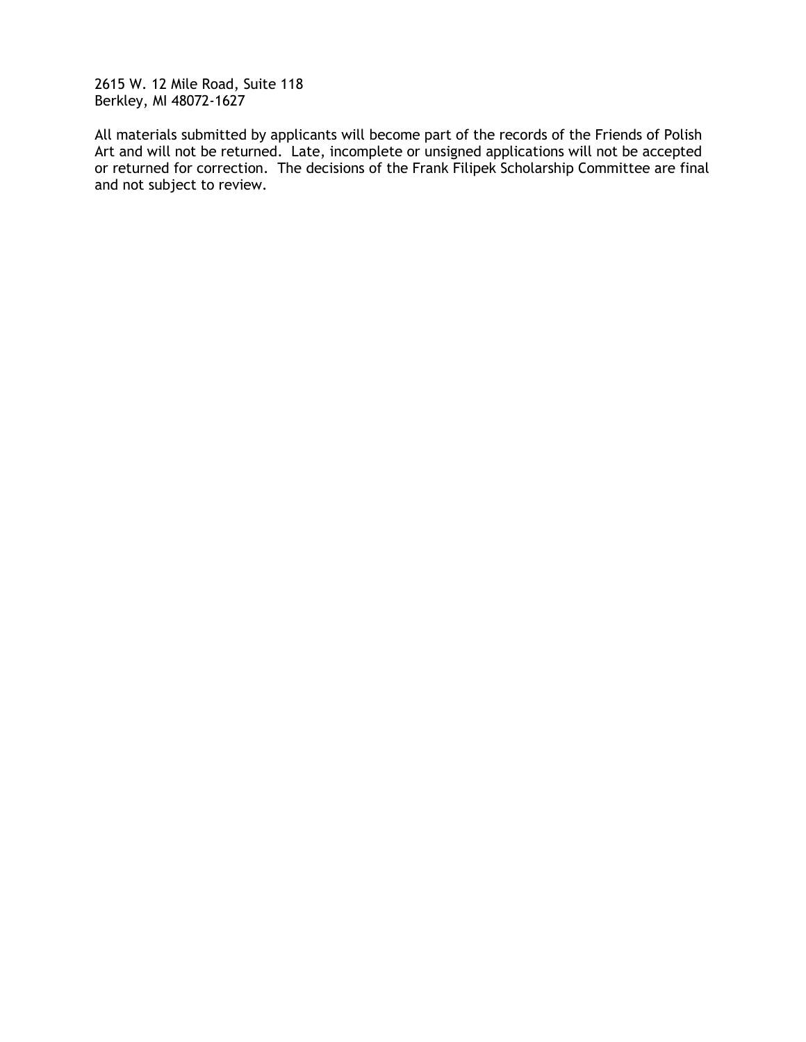2615 W. 12 Mile Road, Suite 118
Berkley, MI 48072-1627

All materials submitted by applicants will become part of the records of the Friends of Polish Art and will not be returned. Late, incomplete or unsigned applications will not be accepted or returned for correction. The decisions of the Frank Filipek Scholarship Committee are final and not subject to review.